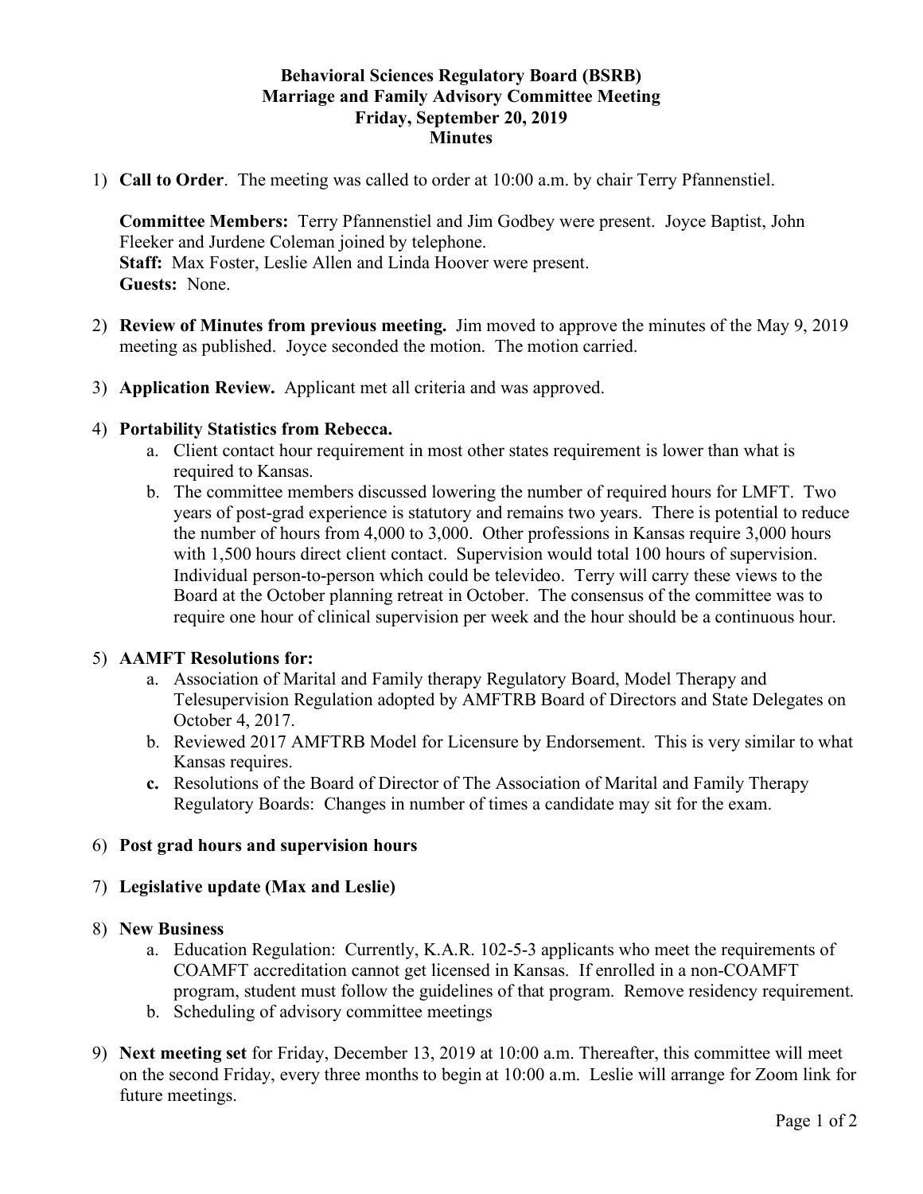**Behavioral Sciences Regulatory Board (BSRB)**
**Marriage and Family Advisory Committee Meeting**
**Friday, September 20, 2019**
**Minutes**

1) **Call to Order**. The meeting was called to order at 10:00 a.m. by chair Terry Pfannenstiel.

   **Committee Members:** Terry Pfannenstiel and Jim Godbey were present. Joyce Baptist, John Fleeker and Jurdene Coleman joined by telephone.
   **Staff:** Max Foster, Leslie Allen and Linda Hoover were present.
   **Guests:** None.

2) **Review of Minutes from previous meeting.** Jim moved to approve the minutes of the May 9, 2019 meeting as published. Joyce seconded the motion. The motion carried.

3) **Application Review.** Applicant met all criteria and was approved.

4) **Portability Statistics from Rebecca.**
   a. Client contact hour requirement in most other states requirement is lower than what is required to Kansas.
   b. The committee members discussed lowering the number of required hours for LMFT. Two years of post-grad experience is statutory and remains two years. There is potential to reduce the number of hours from 4,000 to 3,000. Other professions in Kansas require 3,000 hours with 1,500 hours direct client contact. Supervision would total 100 hours of supervision. Individual person-to-person which could be televideo. Terry will carry these views to the Board at the October planning retreat in October. The consensus of the committee was to require one hour of clinical supervision per week and the hour should be a continuous hour.

5) **AAMFT Resolutions for:**
   a. Association of Marital and Family therapy Regulatory Board, Model Therapy and Telesupervision Regulation adopted by AMFTRB Board of Directors and State Delegates on October 4, 2017.
   b. Reviewed 2017 AMFTRB Model for Licensure by Endorsement. This is very similar to what Kansas requires.
   **c.** Resolutions of the Board of Director of The Association of Marital and Family Therapy Regulatory Boards: Changes in number of times a candidate may sit for the exam.

6) **Post grad hours and supervision hours**

7) **Legislative update (Max and Leslie)**

8) **New Business**
   a. Education Regulation: Currently, K.A.R. 102-5-3 applicants who meet the requirements of COAMFT accreditation cannot get licensed in Kansas. If enrolled in a non-COAMFT program, student must follow the guidelines of that program. Remove residency requirement.
   b. Scheduling of advisory committee meetings

9) **Next meeting set** for Friday, December 13, 2019 at 10:00 a.m. Thereafter, this committee will meet on the second Friday, every three months to begin at 10:00 a.m. Leslie will arrange for Zoom link for future meetings.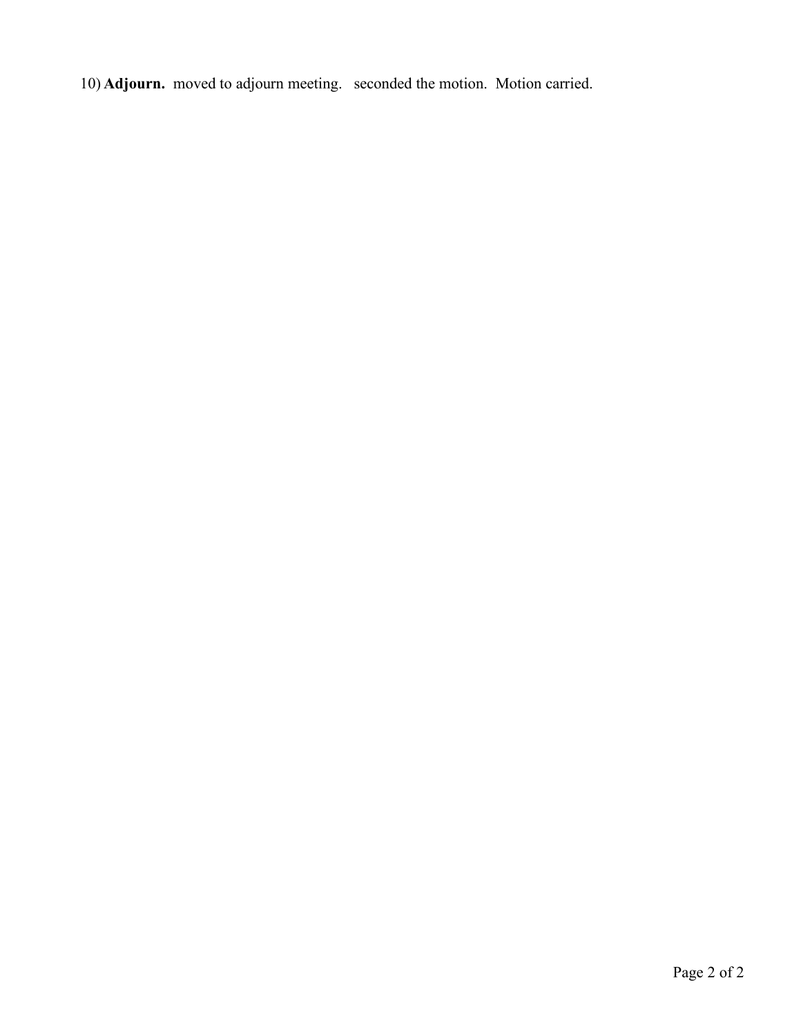10) **Adjourn.** moved to adjourn meeting. seconded the motion. Motion carried.